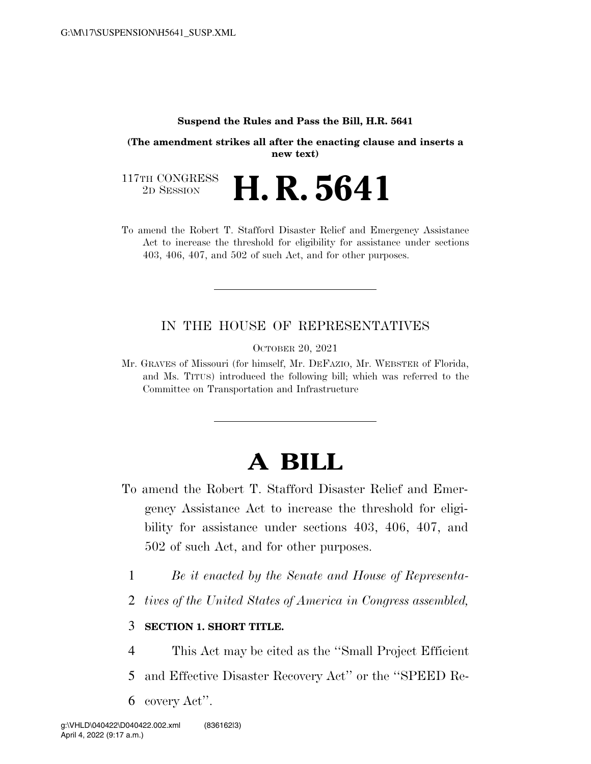**Suspend the Rules and Pass the Bill, H.R. 5641**

**(The amendment strikes all after the enacting clause and inserts a new text)**

117TH CONGRESS
2D SESSION

# H. R. 5641

To amend the Robert T. Stafford Disaster Relief and Emergency Assistance Act to increase the threshold for eligibility for assistance under sections 403, 406, 407, and 502 of such Act, and for other purposes.

---

IN THE HOUSE OF REPRESENTATIVES

OCTOBER 20, 2021

Mr. GRAVES of Missouri (for himself, Mr. DEFAZIO, Mr. WEBSTER of Florida, and Ms. TITUS) introduced the following bill; which was referred to the Committee on Transportation and Infrastructure

---

# A BILL

To amend the Robert T. Stafford Disaster Relief and Emergency Assistance Act to increase the threshold for eligibility for assistance under sections 403, 406, 407, and 502 of such Act, and for other purposes.

1 *Be it enacted by the Senate and House of Representa-*
2 *tives of the United States of America in Congress assembled,*

3 **SECTION 1. SHORT TITLE.**

4 This Act may be cited as the "Small Project Efficient
5 and Effective Disaster Recovery Act" or the "SPEED Re-
6 covery Act".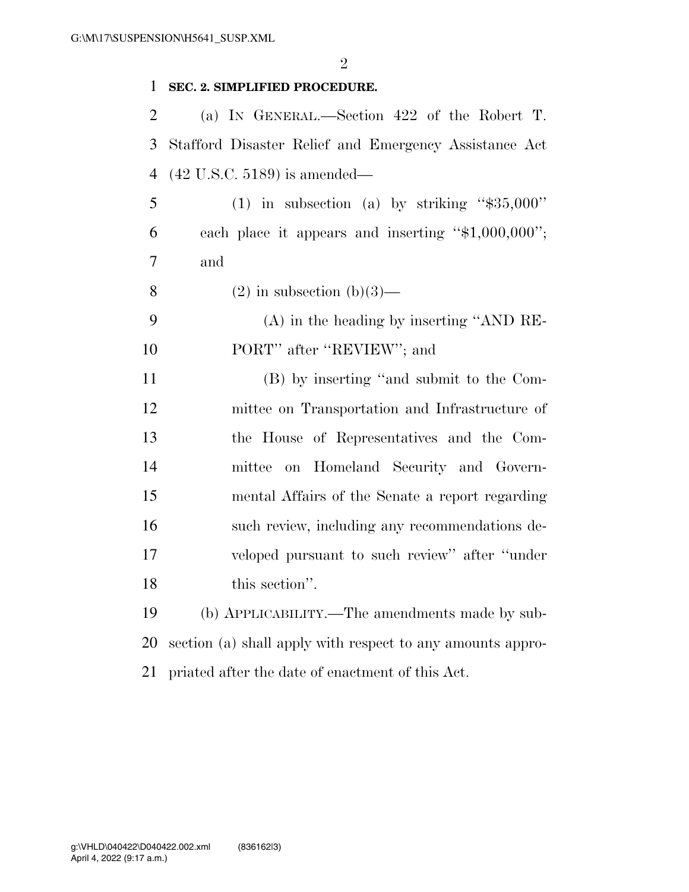**SEC. 2. SIMPLIFIED PROCEDURE.**

(a) IN GENERAL.—Section 422 of the Robert T. Stafford Disaster Relief and Emergency Assistance Act (42 U.S.C. 5189) is amended—

(1) in subsection (a) by striking "$35,000" each place it appears and inserting "$1,000,000"; and

(2) in subsection (b)(3)—

(A) in the heading by inserting "AND REPORT" after "REVIEW"; and

(B) by inserting "and submit to the Committee on Transportation and Infrastructure of the House of Representatives and the Committee on Homeland Security and Governmental Affairs of the Senate a report regarding such review, including any recommendations developed pursuant to such review" after "under this section".

(b) APPLICABILITY.—The amendments made by subsection (a) shall apply with respect to any amounts appropriated after the date of enactment of this Act.